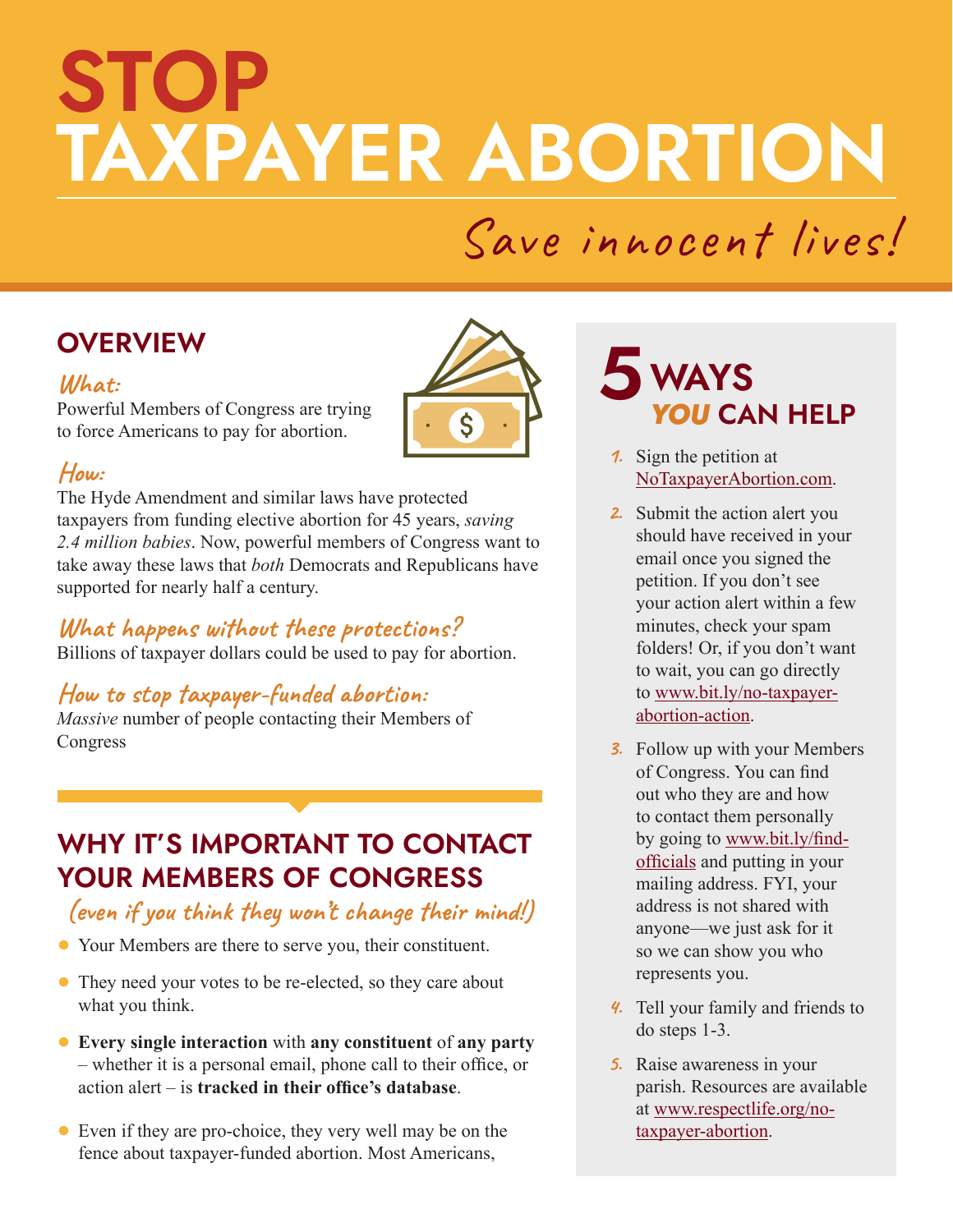# STOP TAXPAYER ABORTION

*Save innocent lives!*

## OVERVIEW

### What:

Powerful Members of Congress are trying to force Americans to pay for abortion.

### How:

The Hyde Amendment and similar laws have protected taxpayers from funding elective abortion for 45 years, *saving 2.4 million babies*. Now, powerful members of Congress want to take away these laws that *both* Democrats and Republicans have supported for nearly half a century.

### What happens without these protections?

Billions of taxpayer dollars could be used to pay for abortion.

### How to stop taxpayer-funded abortion:

*Massive* number of people contacting their Members of Congress

## WHY IT'S IMPORTANT TO CONTACT YOUR MEMBERS OF CONGRESS

*(even if you think they won't change their mind!)*

- Your Members are there to serve you, their constituent.
- They need your votes to be re-elected, so they care about what you think.
- **Every single interaction** with **any constituent** of **any party** – whether it is a personal email, phone call to their office, or action alert – is **tracked in their office's database**.
- Even if they are pro-choice, they very well may be on the fence about taxpayer-funded abortion. Most Americans,

## 5 WAYS *YOU* CAN HELP

1. Sign the petition at NoTaxpayerAbortion.com.
2. Submit the action alert you should have received in your email once you signed the petition. If you don't see your action alert within a few minutes, check your spam folders! Or, if you don't want to wait, you can go directly to www.bit.ly/no-taxpayer-abortion-action.
3. Follow up with your Members of Congress. You can find out who they are and how to contact them personally by going to www.bit.ly/find-officials and putting in your mailing address. FYI, your address is not shared with anyone—we just ask for it so we can show you who represents you.
4. Tell your family and friends to do steps 1-3.
5. Raise awareness in your parish. Resources are available at www.respectlife.org/no-taxpayer-abortion.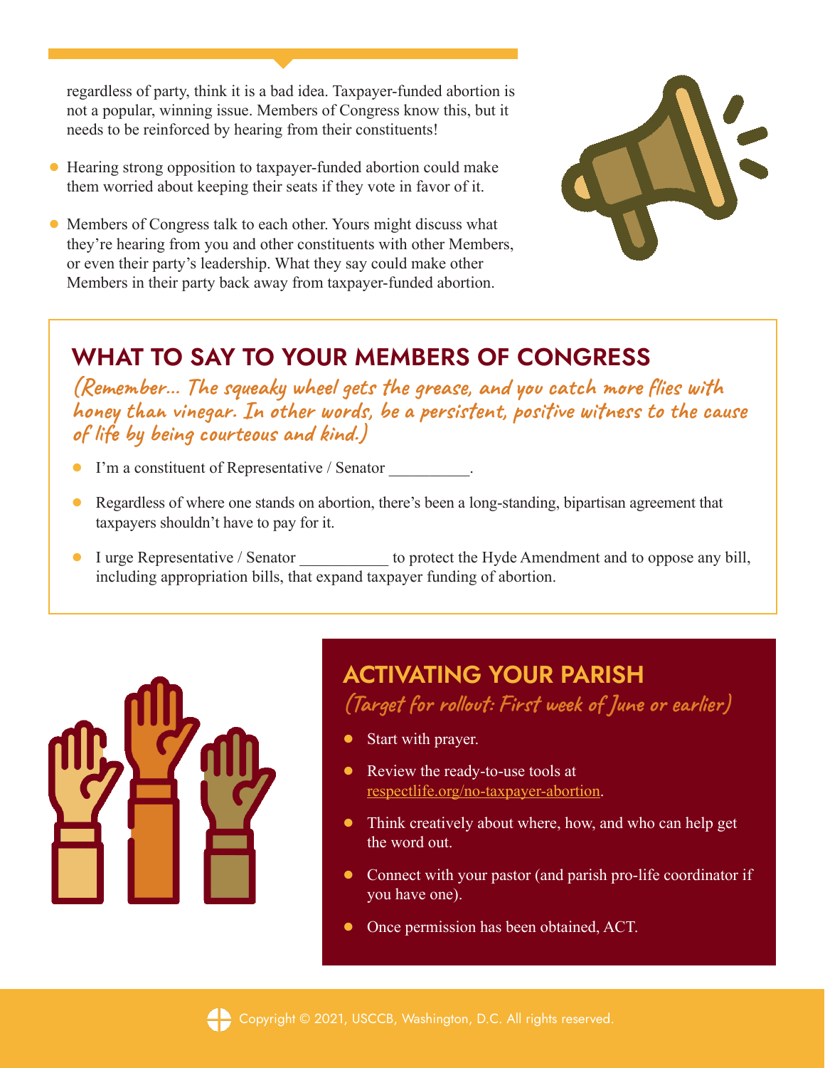regardless of party, think it is a bad idea. Taxpayer-funded abortion is not a popular, winning issue. Members of Congress know this, but it needs to be reinforced by hearing from their constituents!

- Hearing strong opposition to taxpayer-funded abortion could make them worried about keeping their seats if they vote in favor of it.
- Members of Congress talk to each other. Yours might discuss what they're hearing from you and other constituents with other Members, or even their party's leadership. What they say could make other Members in their party back away from taxpayer-funded abortion.

## WHAT TO SAY TO YOUR MEMBERS OF CONGRESS

*(Remember... The squeaky wheel gets the grease, and you catch more flies with honey than vinegar. In other words, be a persistent, positive witness to the cause of life by being courteous and kind.)*

- I'm a constituent of Representative / Senator __________.
- Regardless of where one stands on abortion, there's been a long-standing, bipartisan agreement that taxpayers shouldn't have to pay for it.
- I urge Representative / Senator ___________ to protect the Hyde Amendment and to oppose any bill, including appropriation bills, that expand taxpayer funding of abortion.

## ACTIVATING YOUR PARISH

*(Target for rollout: First week of June or earlier)*

- Start with prayer.
- Review the ready-to-use tools at respectlife.org/no-taxpayer-abortion.
- Think creatively about where, how, and who can help get the word out.
- Connect with your pastor (and parish pro-life coordinator if you have one).
- Once permission has been obtained, ACT.

Copyright © 2021, USCCB, Washington, D.C. All rights reserved.